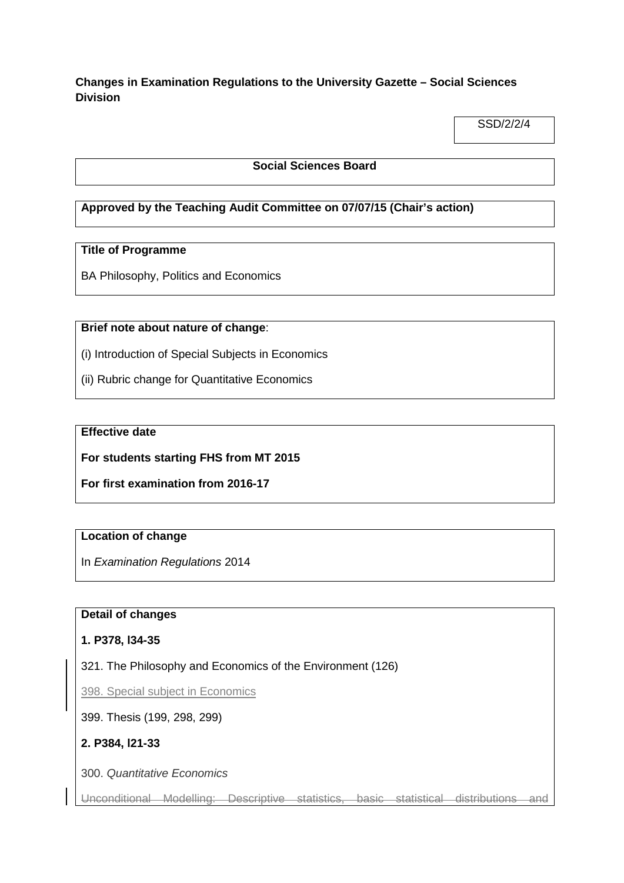**Changes in Examination Regulations to the University Gazette – Social Sciences Division**

SSD/2/2/4

**Social Sciences Board**

**Approved by the Teaching Audit Committee on 07/07/15 (Chair's action)**

**Title of Programme**

BA Philosophy, Politics and Economics

**Brief note about nature of change**:

(i) Introduction of Special Subjects in Economics

(ii) Rubric change for Quantitative Economics

**Effective date**

**For students starting FHS from MT 2015**

**For first examination from 2016-17**

**Location of change**

In *Examination Regulations* 2014

**Detail of changes**

**1. P378, l34-35**

321. The Philosophy and Economics of the Environment (126)

398. Special subject in Economics

399. Thesis (199, 298, 299)

**2. P384, l21-33**

300. *Quantitative Economics*

~~Unconditional Modelling: Descriptive statistics, basic statistical distributions and~~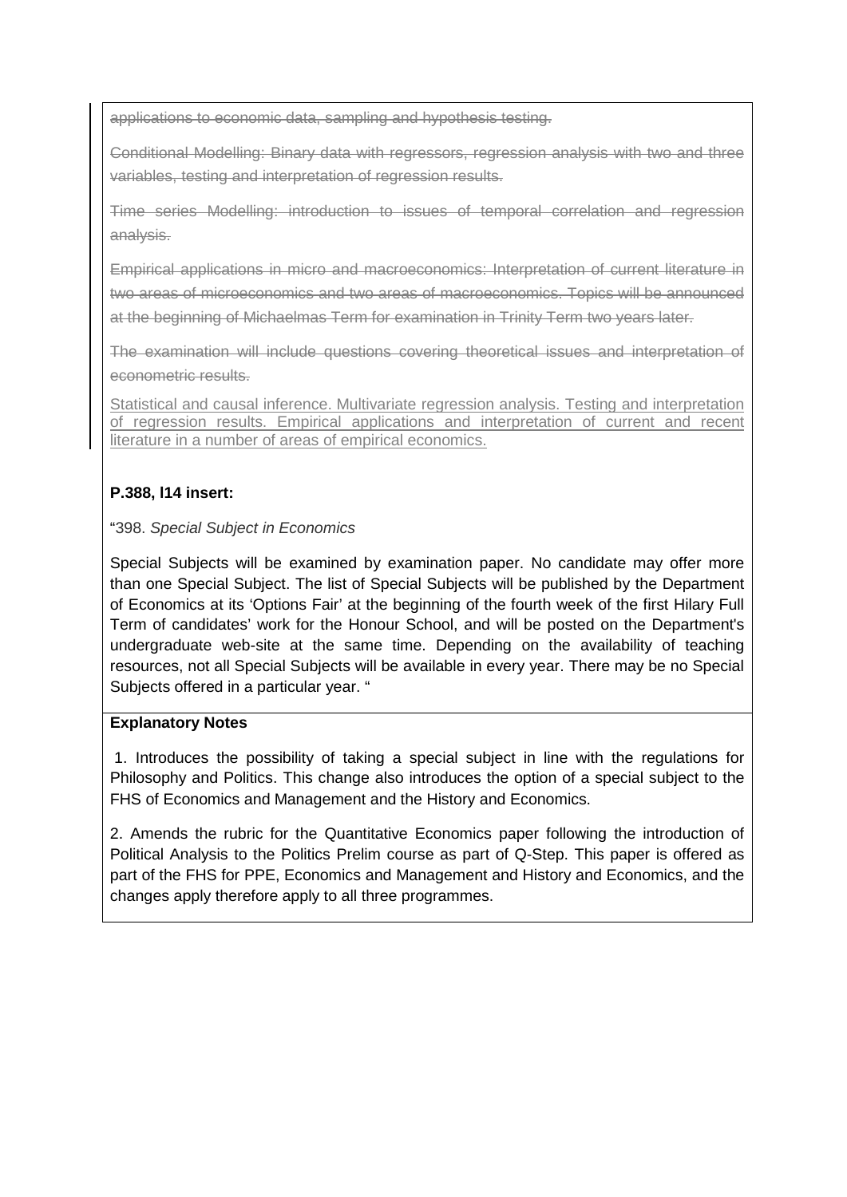~~applications to economic data, sampling and hypothesis testing.~~

~~Conditional Modelling: Binary data with regressors, regression analysis with two and three variables, testing and interpretation of regression results.~~

~~Time series Modelling: introduction to issues of temporal correlation and regression analysis.~~

~~Empirical applications in micro and macroeconomics: Interpretation of current literature in two areas of microeconomics and two areas of macroeconomics. Topics will be announced at the beginning of Michaelmas Term for examination in Trinity Term two years later.~~

~~The examination will include questions covering theoretical issues and interpretation of econometric results.~~

<u>Statistical and causal inference. Multivariate regression analysis. Testing and interpretation of regression results. Empirical applications and interpretation of current and recent literature in a number of areas of empirical economics.</u>

**P.388, l14 insert:**

"398. *Special Subject in Economics*

Special Subjects will be examined by examination paper. No candidate may offer more than one Special Subject. The list of Special Subjects will be published by the Department of Economics at its 'Options Fair' at the beginning of the fourth week of the first Hilary Full Term of candidates' work for the Honour School, and will be posted on the Department's undergraduate web-site at the same time. Depending on the availability of teaching resources, not all Special Subjects will be available in every year. There may be no Special Subjects offered in a particular year. "

**Explanatory Notes**

1. Introduces the possibility of taking a special subject in line with the regulations for Philosophy and Politics. This change also introduces the option of a special subject to the FHS of Economics and Management and the History and Economics.

2. Amends the rubric for the Quantitative Economics paper following the introduction of Political Analysis to the Politics Prelim course as part of Q-Step. This paper is offered as part of the FHS for PPE, Economics and Management and History and Economics, and the changes apply therefore apply to all three programmes.